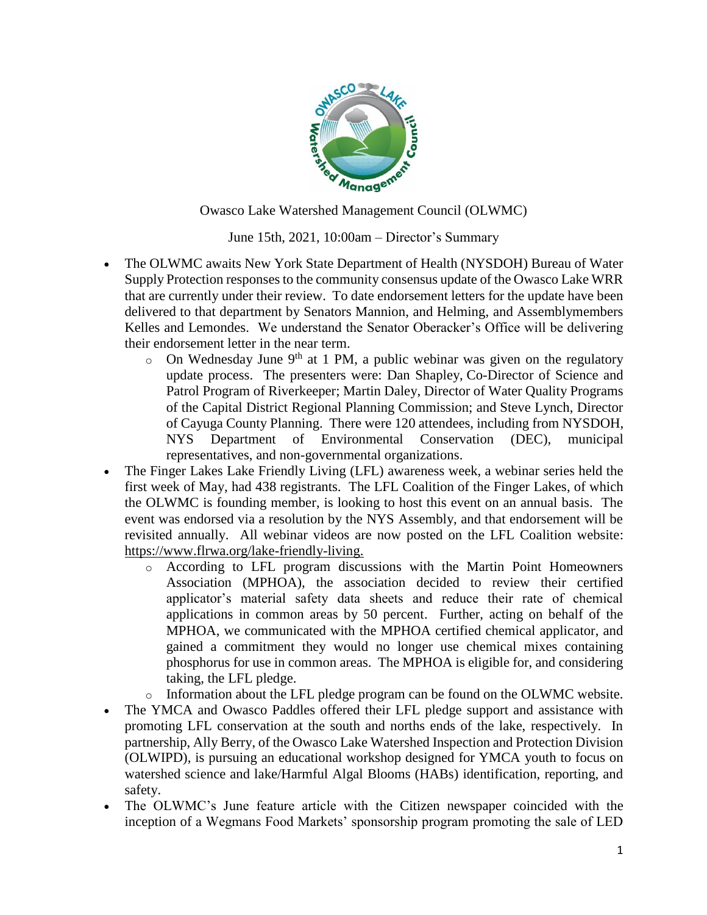Owasco Lake Watershed Management Council (OLWMC)

June 15th, 2021, 10:00am – Director's Summary

- The OLWMC awaits New York State Department of Health (NYSDOH) Bureau of Water Supply Protection responses to the community consensus update of the Owasco Lake WRR that are currently under their review. To date endorsement letters for the update have been delivered to that department by Senators Mannion, and Helming, and Assemblymembers Kelles and Lemondes. We understand the Senator Oberacker's Office will be delivering their endorsement letter in the near term.
  - On Wednesday June 9th at 1 PM, a public webinar was given on the regulatory update process. The presenters were: Dan Shapley, Co-Director of Science and Patrol Program of Riverkeeper; Martin Daley, Director of Water Quality Programs of the Capital District Regional Planning Commission; and Steve Lynch, Director of Cayuga County Planning. There were 120 attendees, including from NYSDOH, NYS Department of Environmental Conservation (DEC), municipal representatives, and non-governmental organizations.
- The Finger Lakes Lake Friendly Living (LFL) awareness week, a webinar series held the first week of May, had 438 registrants. The LFL Coalition of the Finger Lakes, of which the OLWMC is founding member, is looking to host this event on an annual basis. The event was endorsed via a resolution by the NYS Assembly, and that endorsement will be revisited annually. All webinar videos are now posted on the LFL Coalition website: https://www.flrwa.org/lake-friendly-living.
  - According to LFL program discussions with the Martin Point Homeowners Association (MPHOA), the association decided to review their certified applicator's material safety data sheets and reduce their rate of chemical applications in common areas by 50 percent. Further, acting on behalf of the MPHOA, we communicated with the MPHOA certified chemical applicator, and gained a commitment they would no longer use chemical mixes containing phosphorus for use in common areas. The MPHOA is eligible for, and considering taking, the LFL pledge.
  - Information about the LFL pledge program can be found on the OLWMC website.
- The YMCA and Owasco Paddles offered their LFL pledge support and assistance with promoting LFL conservation at the south and norths ends of the lake, respectively. In partnership, Ally Berry, of the Owasco Lake Watershed Inspection and Protection Division (OLWIPD), is pursuing an educational workshop designed for YMCA youth to focus on watershed science and lake/Harmful Algal Blooms (HABs) identification, reporting, and safety.
- The OLWMC's June feature article with the Citizen newspaper coincided with the inception of a Wegmans Food Markets' sponsorship program promoting the sale of LED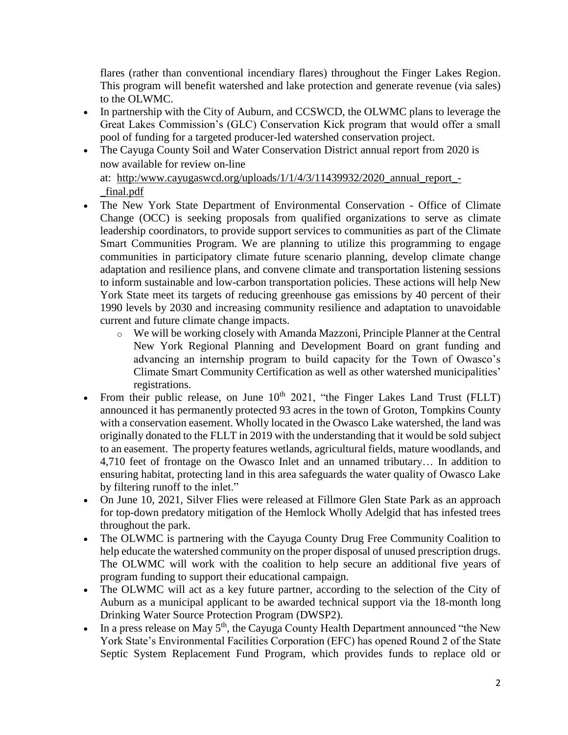flares (rather than conventional incendiary flares) throughout the Finger Lakes Region. This program will benefit watershed and lake protection and generate revenue (via sales) to the OLWMC.

- In partnership with the City of Auburn, and CCSWCD, the OLWMC plans to leverage the Great Lakes Commission's (GLC) Conservation Kick program that would offer a small pool of funding for a targeted producer-led watershed conservation project.
- The Cayuga County Soil and Water Conservation District annual report from 2020 is now available for review on-line at: http:/www.cayugaswcd.org/uploads/1/1/4/3/11439932/2020_annual_report_-_final.pdf
- The New York State Department of Environmental Conservation - Office of Climate Change (OCC) is seeking proposals from qualified organizations to serve as climate leadership coordinators, to provide support services to communities as part of the Climate Smart Communities Program. We are planning to utilize this programming to engage communities in participatory climate future scenario planning, develop climate change adaptation and resilience plans, and convene climate and transportation listening sessions to inform sustainable and low-carbon transportation policies. These actions will help New York State meet its targets of reducing greenhouse gas emissions by 40 percent of their 1990 levels by 2030 and increasing community resilience and adaptation to unavoidable current and future climate change impacts.
  - We will be working closely with Amanda Mazzoni, Principle Planner at the Central New York Regional Planning and Development Board on grant funding and advancing an internship program to build capacity for the Town of Owasco's Climate Smart Community Certification as well as other watershed municipalities' registrations.
- From their public release, on June 10th 2021, "the Finger Lakes Land Trust (FLLT) announced it has permanently protected 93 acres in the town of Groton, Tompkins County with a conservation easement. Wholly located in the Owasco Lake watershed, the land was originally donated to the FLLT in 2019 with the understanding that it would be sold subject to an easement. The property features wetlands, agricultural fields, mature woodlands, and 4,710 feet of frontage on the Owasco Inlet and an unnamed tributary… In addition to ensuring habitat, protecting land in this area safeguards the water quality of Owasco Lake by filtering runoff to the inlet."
- On June 10, 2021, Silver Flies were released at Fillmore Glen State Park as an approach for top-down predatory mitigation of the Hemlock Wholly Adelgid that has infested trees throughout the park.
- The OLWMC is partnering with the Cayuga County Drug Free Community Coalition to help educate the watershed community on the proper disposal of unused prescription drugs. The OLWMC will work with the coalition to help secure an additional five years of program funding to support their educational campaign.
- The OLWMC will act as a key future partner, according to the selection of the City of Auburn as a municipal applicant to be awarded technical support via the 18-month long Drinking Water Source Protection Program (DWSP2).
- In a press release on May 5th, the Cayuga County Health Department announced "the New York State's Environmental Facilities Corporation (EFC) has opened Round 2 of the State Septic System Replacement Fund Program, which provides funds to replace old or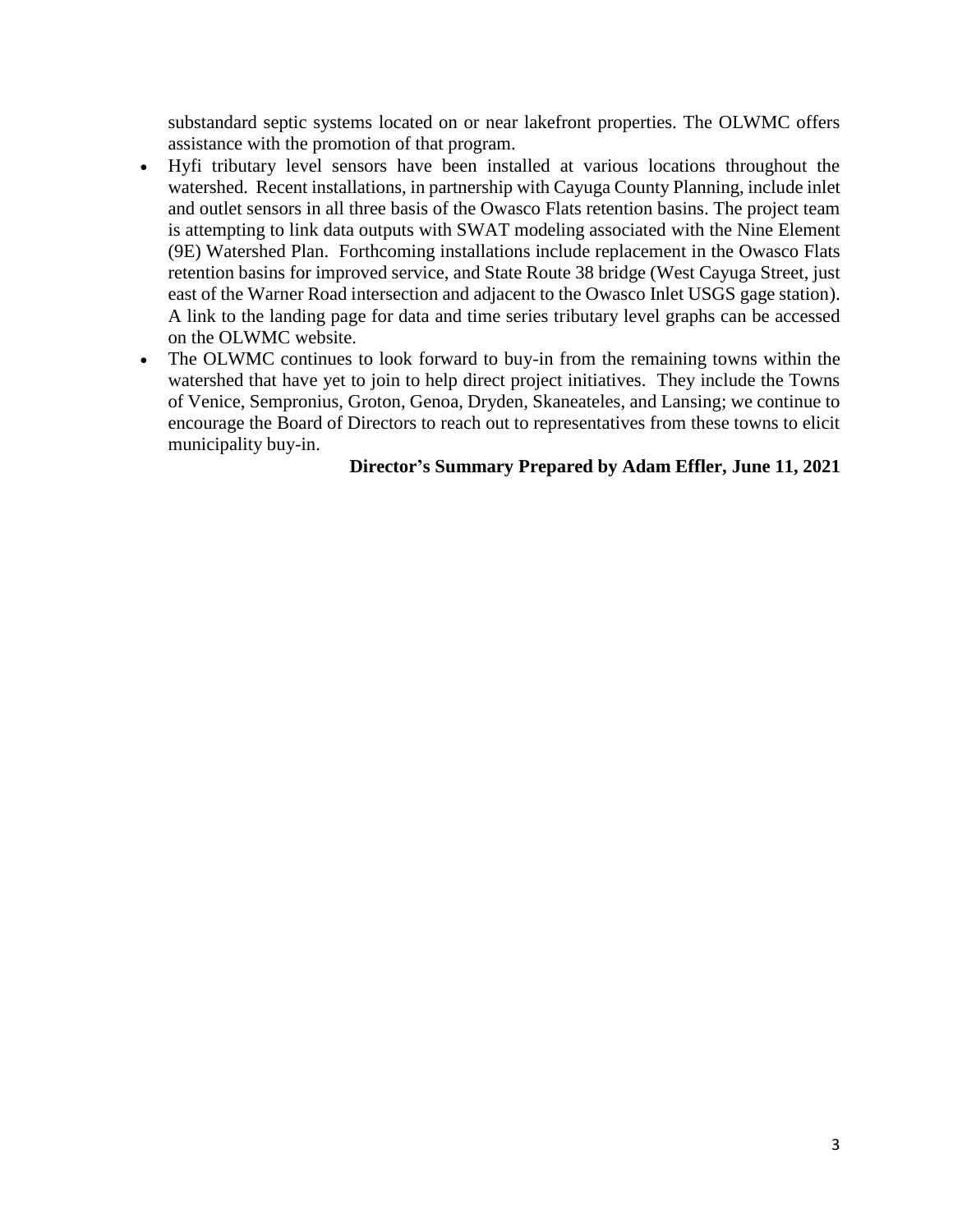substandard septic systems located on or near lakefront properties. The OLWMC offers assistance with the promotion of that program.

- Hyfi tributary level sensors have been installed at various locations throughout the watershed. Recent installations, in partnership with Cayuga County Planning, include inlet and outlet sensors in all three basis of the Owasco Flats retention basins. The project team is attempting to link data outputs with SWAT modeling associated with the Nine Element (9E) Watershed Plan. Forthcoming installations include replacement in the Owasco Flats retention basins for improved service, and State Route 38 bridge (West Cayuga Street, just east of the Warner Road intersection and adjacent to the Owasco Inlet USGS gage station). A link to the landing page for data and time series tributary level graphs can be accessed on the OLWMC website.
- The OLWMC continues to look forward to buy-in from the remaining towns within the watershed that have yet to join to help direct project initiatives. They include the Towns of Venice, Sempronius, Groton, Genoa, Dryden, Skaneateles, and Lansing; we continue to encourage the Board of Directors to reach out to representatives from these towns to elicit municipality buy-in.

**Director's Summary Prepared by Adam Effler, June 11, 2021**